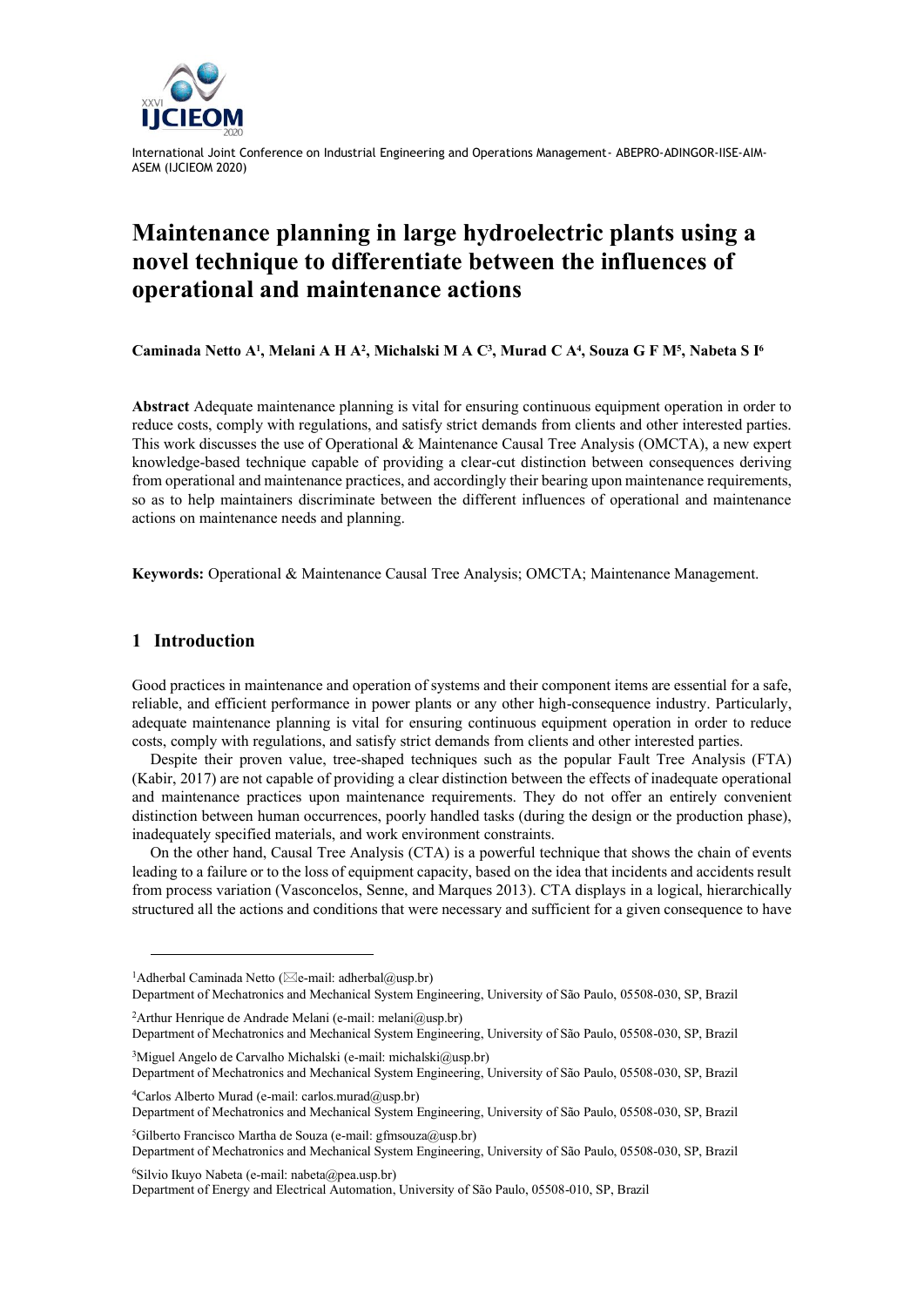# Maintenance planning in large hydroelectric plants using a novel technique to differentiate between the influences of operational and maintenance actions

**Caminada Netto A[1], Melani A H A[2], Michalski M A C[3], Murad C A[4], Souza G F M[5], Nabeta S I[6]**

**Abstract** Adequate maintenance planning is vital for ensuring continuous equipment operation in order to reduce costs, comply with regulations, and satisfy strict demands from clients and other interested parties. This work discusses the use of Operational & Maintenance Causal Tree Analysis (OMCTA), a new expert knowledge-based technique capable of providing a clear-cut distinction between consequences deriving from operational and maintenance practices, and accordingly their bearing upon maintenance requirements, so as to help maintainers discriminate between the different influences of operational and maintenance actions on maintenance needs and planning.

**Keywords:** Operational & Maintenance Causal Tree Analysis; OMCTA; Maintenance Management.

## 1 Introduction

Good practices in maintenance and operation of systems and their component items are essential for a safe, reliable, and efficient performance in power plants or any other high-consequence industry. Particularly, adequate maintenance planning is vital for ensuring continuous equipment operation in order to reduce costs, comply with regulations, and satisfy strict demands from clients and other interested parties.

Despite their proven value, tree-shaped techniques such as the popular Fault Tree Analysis (FTA) (Kabir, 2017) are not capable of providing a clear distinction between the effects of inadequate operational and maintenance practices upon maintenance requirements. They do not offer an entirely convenient distinction between human occurrences, poorly handled tasks (during the design or the production phase), inadequately specified materials, and work environment constraints.

On the other hand, Causal Tree Analysis (CTA) is a powerful technique that shows the chain of events leading to a failure or to the loss of equipment capacity, based on the idea that incidents and accidents result from process variation (Vasconcelos, Senne, and Marques 2013). CTA displays in a logical, hierarchically structured all the actions and conditions that were necessary and sufficient for a given consequence to have

---

[1]Adherbal Caminada Netto (✉e-mail: adherbal@usp.br)
Department of Mechatronics and Mechanical System Engineering, University of São Paulo, 05508-030, SP, Brazil

[2]Arthur Henrique de Andrade Melani (e-mail: melani@usp.br)
Department of Mechatronics and Mechanical System Engineering, University of São Paulo, 05508-030, SP, Brazil

[3]Miguel Angelo de Carvalho Michalski (e-mail: michalski@usp.br)
Department of Mechatronics and Mechanical System Engineering, University of São Paulo, 05508-030, SP, Brazil

[4]Carlos Alberto Murad (e-mail: carlos.murad@usp.br)
Department of Mechatronics and Mechanical System Engineering, University of São Paulo, 05508-030, SP, Brazil

[5]Gilberto Francisco Martha de Souza (e-mail: gfmsouza@usp.br)
Department of Mechatronics and Mechanical System Engineering, University of São Paulo, 05508-030, SP, Brazil

[6]Silvio Ikuyo Nabeta (e-mail: nabeta@pea.usp.br)
Department of Energy and Electrical Automation, University of São Paulo, 05508-010, SP, Brazil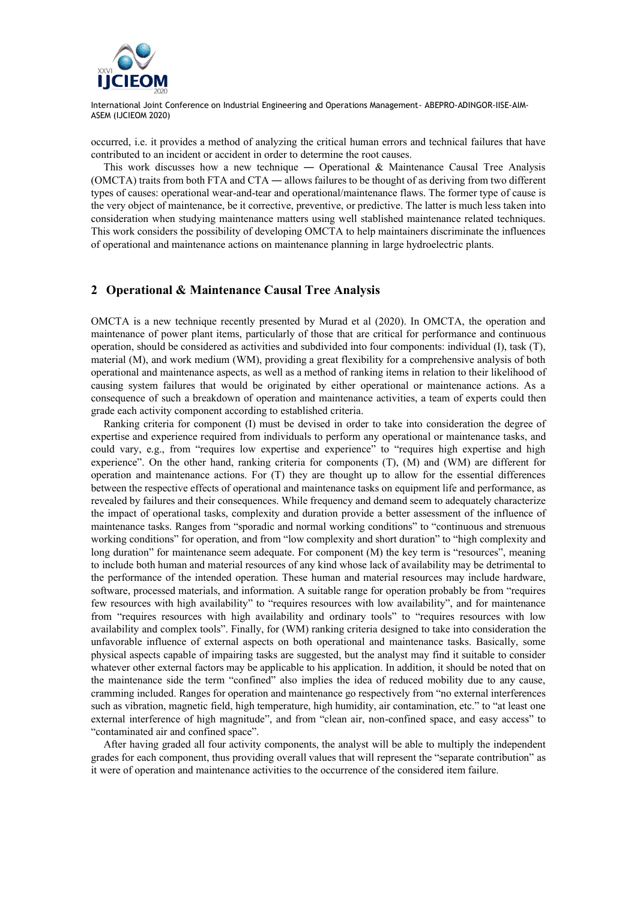occurred, i.e. it provides a method of analyzing the critical human errors and technical failures that have contributed to an incident or accident in order to determine the root causes.

This work discusses how a new technique ― Operational & Maintenance Causal Tree Analysis (OMCTA) traits from both FTA and CTA ― allows failures to be thought of as deriving from two different types of causes: operational wear-and-tear and operational/maintenance flaws. The former type of cause is the very object of maintenance, be it corrective, preventive, or predictive. The latter is much less taken into consideration when studying maintenance matters using well stablished maintenance related techniques. This work considers the possibility of developing OMCTA to help maintainers discriminate the influences of operational and maintenance actions on maintenance planning in large hydroelectric plants.

## 2 Operational & Maintenance Causal Tree Analysis

OMCTA is a new technique recently presented by Murad et al (2020). In OMCTA, the operation and maintenance of power plant items, particularly of those that are critical for performance and continuous operation, should be considered as activities and subdivided into four components: individual (I), task (T), material (M), and work medium (WM), providing a great flexibility for a comprehensive analysis of both operational and maintenance aspects, as well as a method of ranking items in relation to their likelihood of causing system failures that would be originated by either operational or maintenance actions. As a consequence of such a breakdown of operation and maintenance activities, a team of experts could then grade each activity component according to established criteria.

Ranking criteria for component (I) must be devised in order to take into consideration the degree of expertise and experience required from individuals to perform any operational or maintenance tasks, and could vary, e.g., from "requires low expertise and experience" to "requires high expertise and high experience". On the other hand, ranking criteria for components (T), (M) and (WM) are different for operation and maintenance actions. For (T) they are thought up to allow for the essential differences between the respective effects of operational and maintenance tasks on equipment life and performance, as revealed by failures and their consequences. While frequency and demand seem to adequately characterize the impact of operational tasks, complexity and duration provide a better assessment of the influence of maintenance tasks. Ranges from "sporadic and normal working conditions" to "continuous and strenuous working conditions" for operation, and from "low complexity and short duration" to "high complexity and long duration" for maintenance seem adequate. For component (M) the key term is "resources", meaning to include both human and material resources of any kind whose lack of availability may be detrimental to the performance of the intended operation. These human and material resources may include hardware, software, processed materials, and information. A suitable range for operation probably be from "requires few resources with high availability" to "requires resources with low availability", and for maintenance from "requires resources with high availability and ordinary tools" to "requires resources with low availability and complex tools". Finally, for (WM) ranking criteria designed to take into consideration the unfavorable influence of external aspects on both operational and maintenance tasks. Basically, some physical aspects capable of impairing tasks are suggested, but the analyst may find it suitable to consider whatever other external factors may be applicable to his application. In addition, it should be noted that on the maintenance side the term "confined" also implies the idea of reduced mobility due to any cause, cramming included. Ranges for operation and maintenance go respectively from "no external interferences such as vibration, magnetic field, high temperature, high humidity, air contamination, etc." to "at least one external interference of high magnitude", and from "clean air, non-confined space, and easy access" to "contaminated air and confined space".

After having graded all four activity components, the analyst will be able to multiply the independent grades for each component, thus providing overall values that will represent the "separate contribution" as it were of operation and maintenance activities to the occurrence of the considered item failure.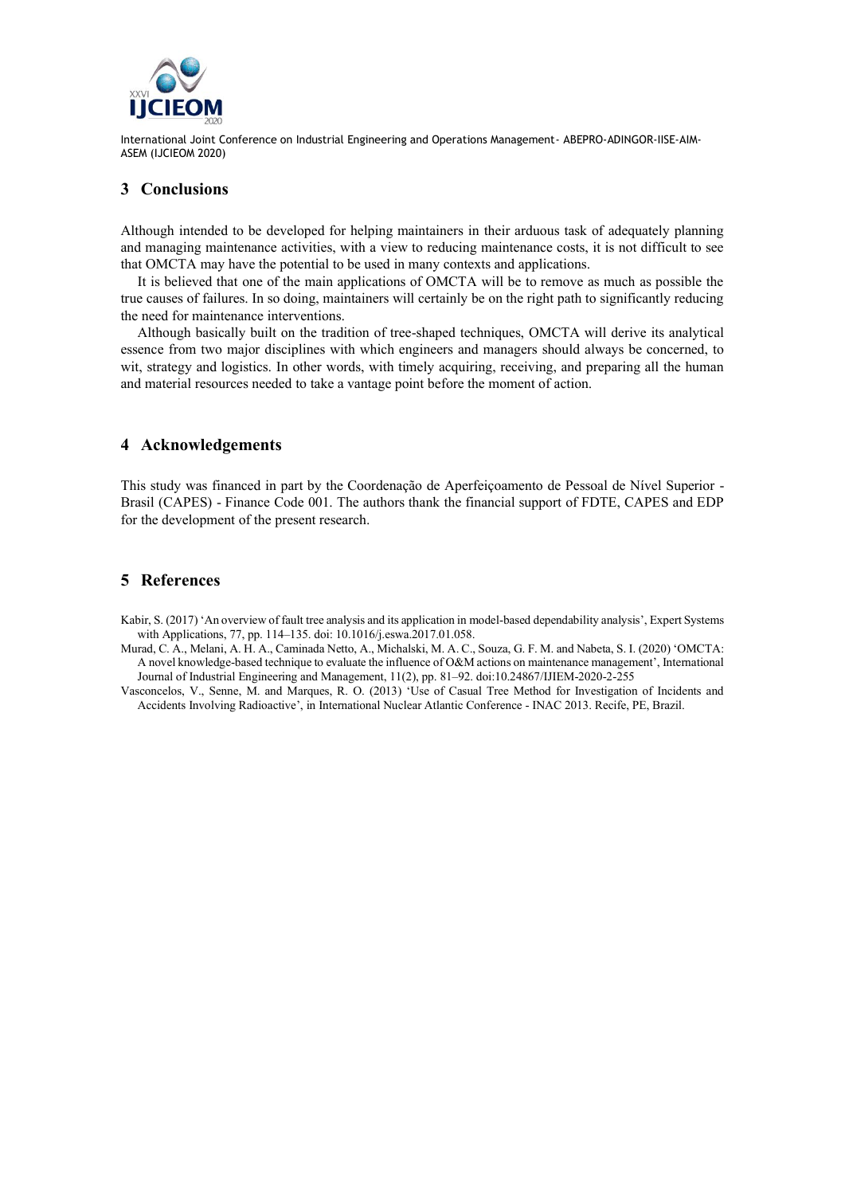## 3 Conclusions

Although intended to be developed for helping maintainers in their arduous task of adequately planning and managing maintenance activities, with a view to reducing maintenance costs, it is not difficult to see that OMCTA may have the potential to be used in many contexts and applications.

It is believed that one of the main applications of OMCTA will be to remove as much as possible the true causes of failures. In so doing, maintainers will certainly be on the right path to significantly reducing the need for maintenance interventions.

Although basically built on the tradition of tree-shaped techniques, OMCTA will derive its analytical essence from two major disciplines with which engineers and managers should always be concerned, to wit, strategy and logistics. In other words, with timely acquiring, receiving, and preparing all the human and material resources needed to take a vantage point before the moment of action.

## 4 Acknowledgements

This study was financed in part by the Coordenação de Aperfeiçoamento de Pessoal de Nível Superior - Brasil (CAPES) - Finance Code 001. The authors thank the financial support of FDTE, CAPES and EDP for the development of the present research.

## 5 References

Kabir, S. (2017) 'An overview of fault tree analysis and its application in model-based dependability analysis', Expert Systems with Applications, 77, pp. 114–135. doi: 10.1016/j.eswa.2017.01.058.

Murad, C. A., Melani, A. H. A., Caminada Netto, A., Michalski, M. A. C., Souza, G. F. M. and Nabeta, S. I. (2020) 'OMCTA: A novel knowledge-based technique to evaluate the influence of O&M actions on maintenance management', International Journal of Industrial Engineering and Management, 11(2), pp. 81–92. doi:10.24867/IJIEM-2020-2-255

Vasconcelos, V., Senne, M. and Marques, R. O. (2013) 'Use of Casual Tree Method for Investigation of Incidents and Accidents Involving Radioactive', in International Nuclear Atlantic Conference - INAC 2013. Recife, PE, Brazil.